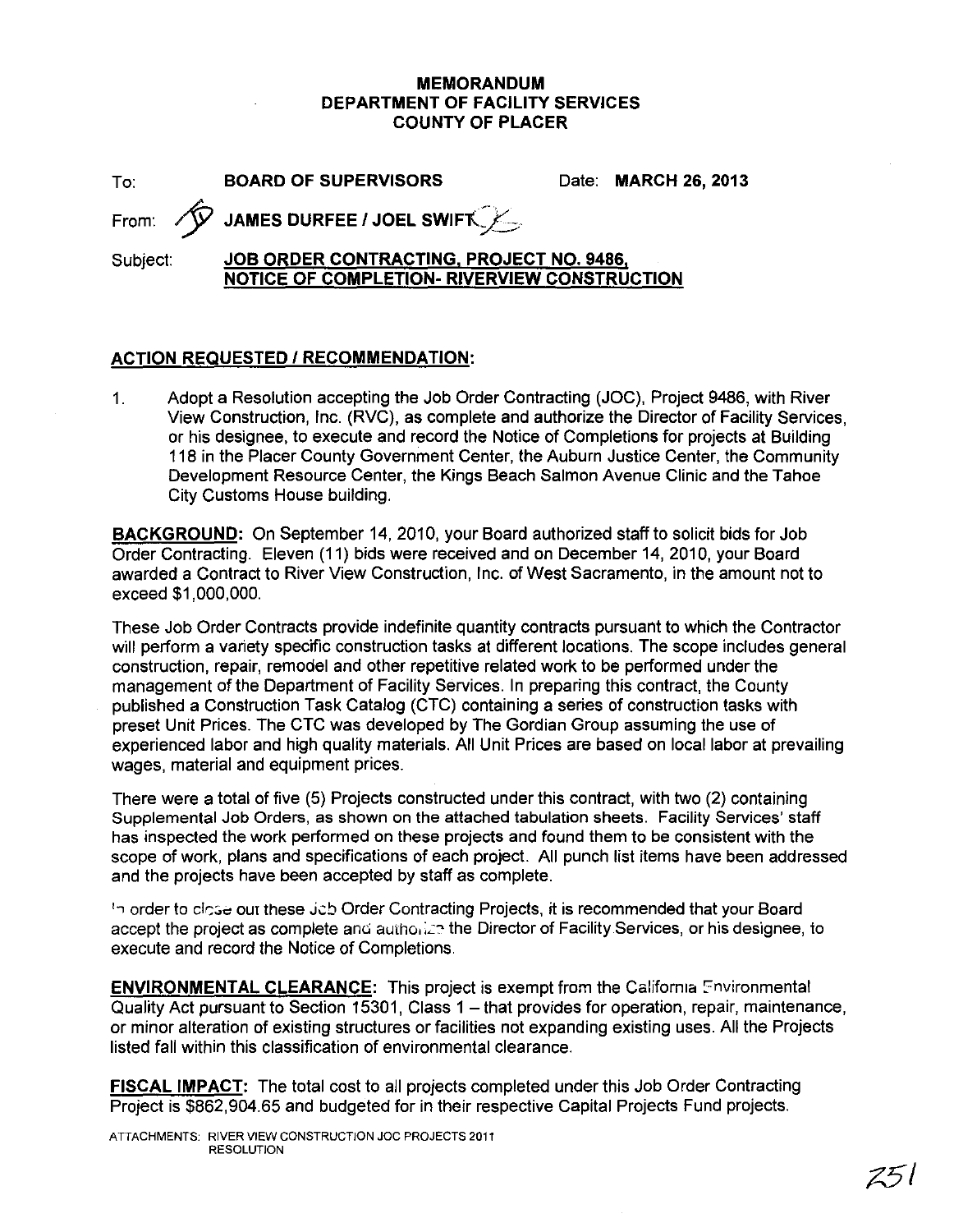**MEMORANDUM**
**DEPARTMENT OF FACILITY SERVICES**
**COUNTY OF PLACER**

To: **BOARD OF SUPERVISORS** Date: **MARCH 26, 2013**

From: **JAMES DURFEE / JOEL SWIFT**

Subject: **JOB ORDER CONTRACTING, PROJECT NO. 9486, NOTICE OF COMPLETION- RIVERVIEW CONSTRUCTION**

## ACTION REQUESTED / RECOMMENDATION:

1. Adopt a Resolution accepting the Job Order Contracting (JOC), Project 9486, with River View Construction, Inc. (RVC), as complete and authorize the Director of Facility Services, or his designee, to execute and record the Notice of Completions for projects at Building 118 in the Placer County Government Center, the Auburn Justice Center, the Community Development Resource Center, the Kings Beach Salmon Avenue Clinic and the Tahoe City Customs House building.

**BACKGROUND:** On September 14, 2010, your Board authorized staff to solicit bids for Job Order Contracting. Eleven (11) bids were received and on December 14, 2010, your Board awarded a Contract to River View Construction, Inc. of West Sacramento, in the amount not to exceed $1,000,000.

These Job Order Contracts provide indefinite quantity contracts pursuant to which the Contractor will perform a variety specific construction tasks at different locations. The scope includes general construction, repair, remodel and other repetitive related work to be performed under the management of the Department of Facility Services. In preparing this contract, the County published a Construction Task Catalog (CTC) containing a series of construction tasks with preset Unit Prices. The CTC was developed by The Gordian Group assuming the use of experienced labor and high quality materials. All Unit Prices are based on local labor at prevailing wages, material and equipment prices.

There were a total of five (5) Projects constructed under this contract, with two (2) containing Supplemental Job Orders, as shown on the attached tabulation sheets. Facility Services' staff has inspected the work performed on these projects and found them to be consistent with the scope of work, plans and specifications of each project. All punch list items have been addressed and the projects have been accepted by staff as complete.

In order to close out these Job Order Contracting Projects, it is recommended that your Board accept the project as complete and authorize the Director of Facility Services, or his designee, to execute and record the Notice of Completions.

**ENVIRONMENTAL CLEARANCE:** This project is exempt from the California Environmental Quality Act pursuant to Section 15301, Class 1 – that provides for operation, repair, maintenance, or minor alteration of existing structures or facilities not expanding existing uses. All the Projects listed fall within this classification of environmental clearance.

**FISCAL IMPACT:** The total cost to all projects completed under this Job Order Contracting Project is $862,904.65 and budgeted for in their respective Capital Projects Fund projects.

ATTACHMENTS: RIVER VIEW CONSTRUCTION JOC PROJECTS 2011
RESOLUTION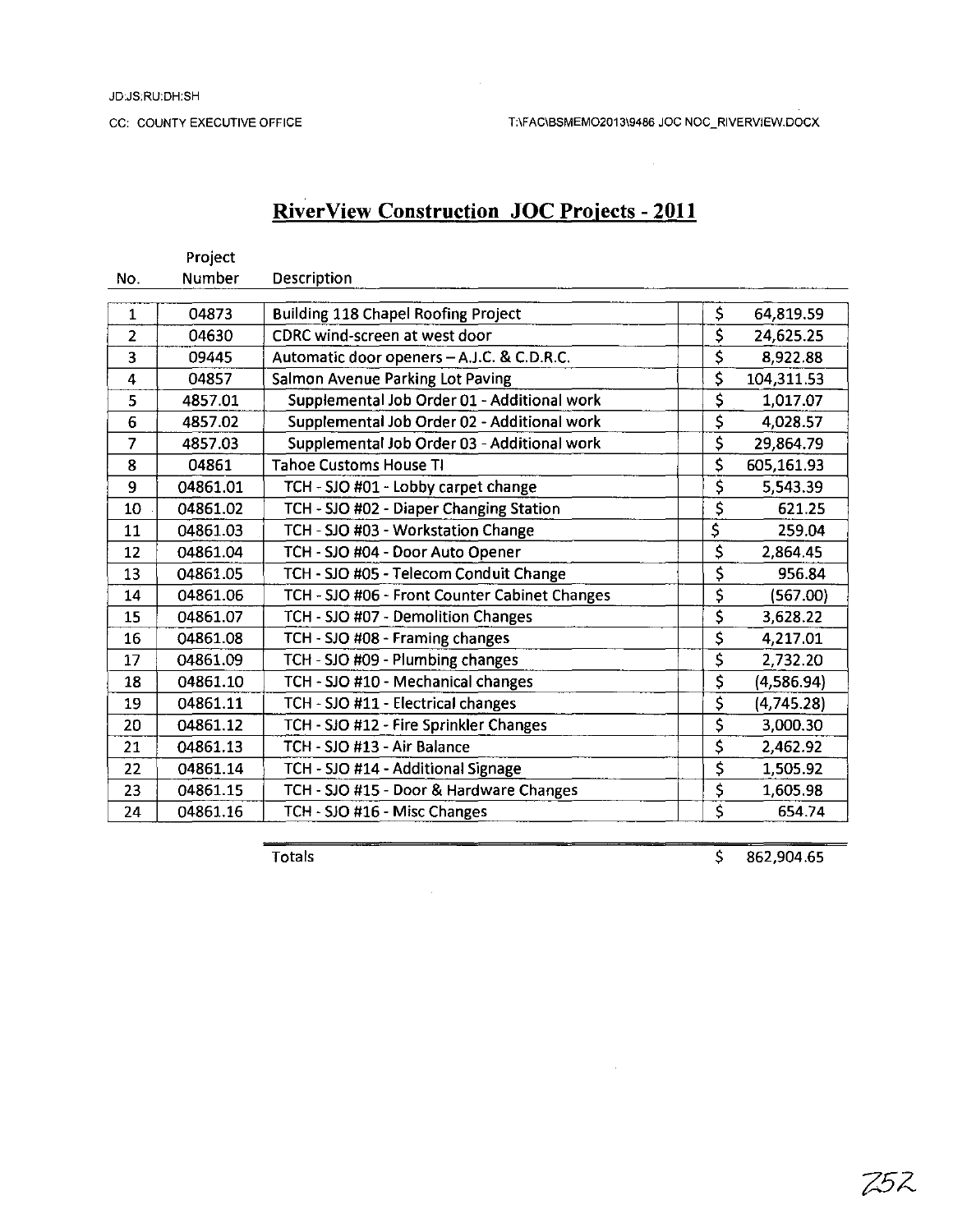JD:JS:RU:DH:SH

CC: COUNTY EXECUTIVE OFFICE

T:\FAC\BSMEMO2013\9486 JOC NOC_RIVERVIEW.DOCX

# RiverView Construction JOC Projects - 2011

| No. | Project Number | Description | | |
|---|---|---|---|---|
| 1 | 04873 | Building 118 Chapel Roofing Project | | $ 64,819.59 |
| 2 | 04630 | CDRC wind-screen at west door | | $ 24,625.25 |
| 3 | 09445 | Automatic door openers – A.J.C. & C.D.R.C. | | $ 8,922.88 |
| 4 | 04857 | Salmon Avenue Parking Lot Paving | | $ 104,311.53 |
| 5 | 4857.01 | Supplemental Job Order 01 - Additional work | | $ 1,017.07 |
| 6 | 4857.02 | Supplemental Job Order 02 - Additional work | | $ 4,028.57 |
| 7 | 4857.03 | Supplemental Job Order 03 - Additional work | | $ 29,864.79 |
| 8 | 04861 | Tahoe Customs House TI | | $ 605,161.93 |
| 9 | 04861.01 | TCH - SJO #01 - Lobby carpet change | | $ 5,543.39 |
| 10 | 04861.02 | TCH - SJO #02 - Diaper Changing Station | | $ 621.25 |
| 11 | 04861.03 | TCH - SJO #03 - Workstation Change | | $ 259.04 |
| 12 | 04861.04 | TCH - SJO #04 - Door Auto Opener | | $ 2,864.45 |
| 13 | 04861.05 | TCH - SJO #05 - Telecom Conduit Change | | $ 956.84 |
| 14 | 04861.06 | TCH - SJO #06 - Front Counter Cabinet Changes | | $ (567.00) |
| 15 | 04861.07 | TCH - SJO #07 - Demolition Changes | | $ 3,628.22 |
| 16 | 04861.08 | TCH - SJO #08 - Framing changes | | $ 4,217.01 |
| 17 | 04861.09 | TCH - SJO #09 - Plumbing changes | | $ 2,732.20 |
| 18 | 04861.10 | TCH - SJO #10 - Mechanical changes | | $ (4,586.94) |
| 19 | 04861.11 | TCH - SJO #11 - Electrical changes | | $ (4,745.28) |
| 20 | 04861.12 | TCH - SJO #12 - Fire Sprinkler Changes | | $ 3,000.30 |
| 21 | 04861.13 | TCH - SJO #13 - Air Balance | | $ 2,462.92 |
| 22 | 04861.14 | TCH - SJO #14 - Additional Signage | | $ 1,505.92 |
| 23 | 04861.15 | TCH - SJO #15 - Door & Hardware Changes | | $ 1,605.98 |
| 24 | 04861.16 | TCH - SJO #16 - Misc Changes | | $ 654.74 |
| | | Totals | | $ 862,904.65 |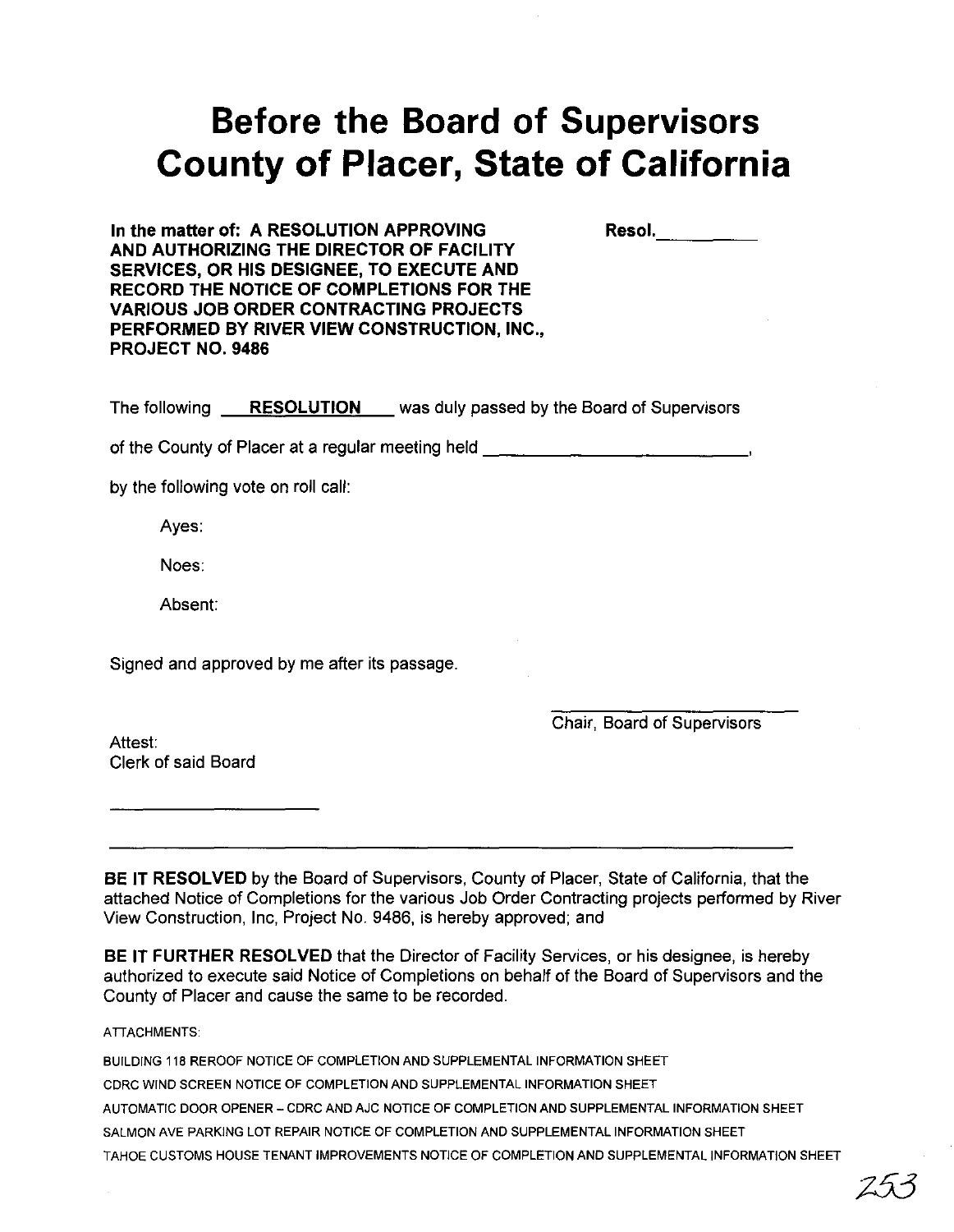# Before the Board of Supervisors County of Placer, State of California

**In the matter of: A RESOLUTION APPROVING AND AUTHORIZING THE DIRECTOR OF FACILITY SERVICES, OR HIS DESIGNEE, TO EXECUTE AND RECORD THE NOTICE OF COMPLETIONS FOR THE VARIOUS JOB ORDER CONTRACTING PROJECTS PERFORMED BY RIVER VIEW CONSTRUCTION, INC., PROJECT NO. 9486**

**Resol.**__________

The following **RESOLUTION** was duly passed by the Board of Supervisors

of the County of Placer at a regular meeting held ____________________________,

by the following vote on roll call:

Ayes:

Noes:

Absent:

Signed and approved by me after its passage.

Chair, Board of Supervisors

Attest:
Clerk of said Board

____________________

---

**BE IT RESOLVED** by the Board of Supervisors, County of Placer, State of California, that the attached Notice of Completions for the various Job Order Contracting projects performed by River View Construction, Inc, Project No. 9486, is hereby approved; and

**BE IT FURTHER RESOLVED** that the Director of Facility Services, or his designee, is hereby authorized to execute said Notice of Completions on behalf of the Board of Supervisors and the County of Placer and cause the same to be recorded.

ATTACHMENTS:

BUILDING 118 REROOF NOTICE OF COMPLETION AND SUPPLEMENTAL INFORMATION SHEET

CDRC WIND SCREEN NOTICE OF COMPLETION AND SUPPLEMENTAL INFORMATION SHEET

AUTOMATIC DOOR OPENER – CDRC AND AJC NOTICE OF COMPLETION AND SUPPLEMENTAL INFORMATION SHEET

SALMON AVE PARKING LOT REPAIR NOTICE OF COMPLETION AND SUPPLEMENTAL INFORMATION SHEET

TAHOE CUSTOMS HOUSE TENANT IMPROVEMENTS NOTICE OF COMPLETION AND SUPPLEMENTAL INFORMATION SHEET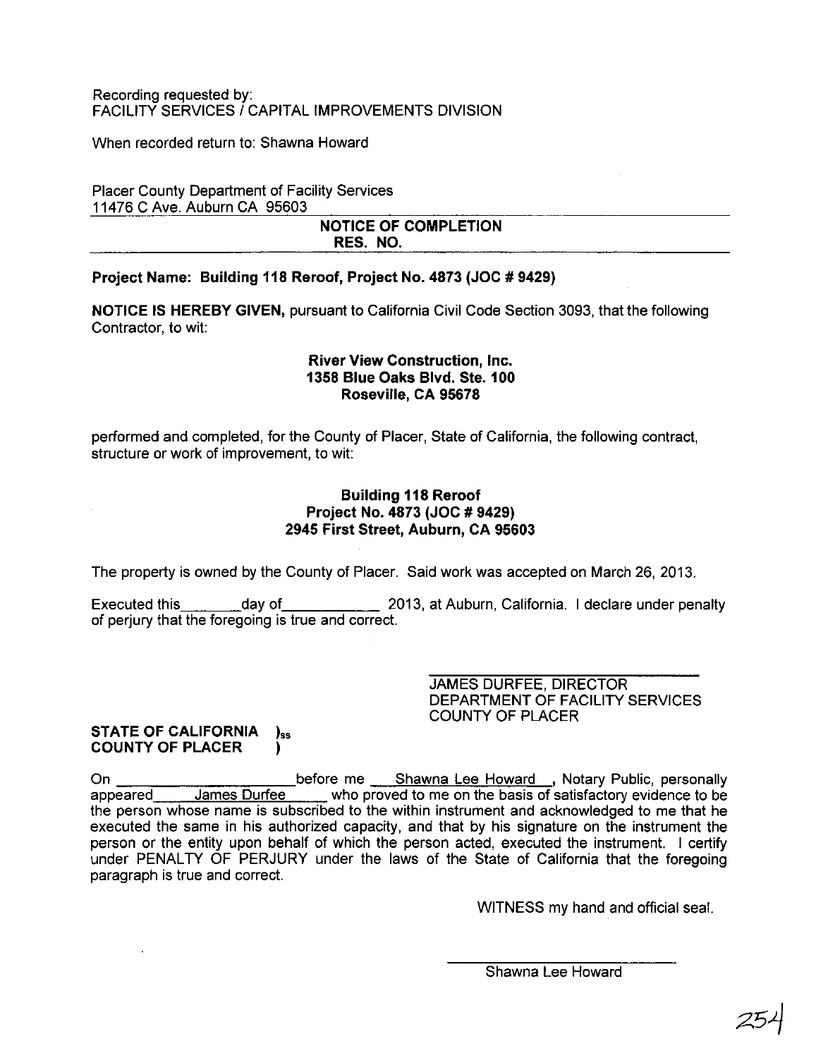Recording requested by:
FACILITY SERVICES / CAPITAL IMPROVEMENTS DIVISION

When recorded return to: Shawna Howard

Placer County Department of Facility Services
11476 C Ave. Auburn CA 95603

**NOTICE OF COMPLETION**
**RES. NO.**

**Project Name: Building 118 Reroof, Project No. 4873 (JOC # 9429)**

**NOTICE IS HEREBY GIVEN,** pursuant to California Civil Code Section 3093, that the following Contractor, to wit:

**River View Construction, Inc.**
**1358 Blue Oaks Blvd. Ste. 100**
**Roseville, CA 95678**

performed and completed, for the County of Placer, State of California, the following contract, structure or work of improvement, to wit:

**Building 118 Reroof**
**Project No. 4873 (JOC # 9429)**
**2945 First Street, Auburn, CA 95603**

The property is owned by the County of Placer. Said work was accepted on March 26, 2013.

Executed this\_\_\_\_\_\_\_day of\_\_\_\_\_\_\_\_\_\_\_ 2013, at Auburn, California. I declare under penalty of perjury that the foregoing is true and correct.

JAMES DURFEE, DIRECTOR
DEPARTMENT OF FACILITY SERVICES
COUNTY OF PLACER

**STATE OF CALIFORNIA )ss**
**COUNTY OF PLACER )**

On \_\_\_\_\_\_\_\_\_\_\_\_\_\_\_\_\_\_\_\_ before me Shawna Lee Howard, Notary Public, personally appeared James Durfee who proved to me on the basis of satisfactory evidence to be the person whose name is subscribed to the within instrument and acknowledged to me that he executed the same in his authorized capacity, and that by his signature on the instrument the person or the entity upon behalf of which the person acted, executed the instrument. I certify under PENALTY OF PERJURY under the laws of the State of California that the foregoing paragraph is true and correct.

WITNESS my hand and official seal.

Shawna Lee Howard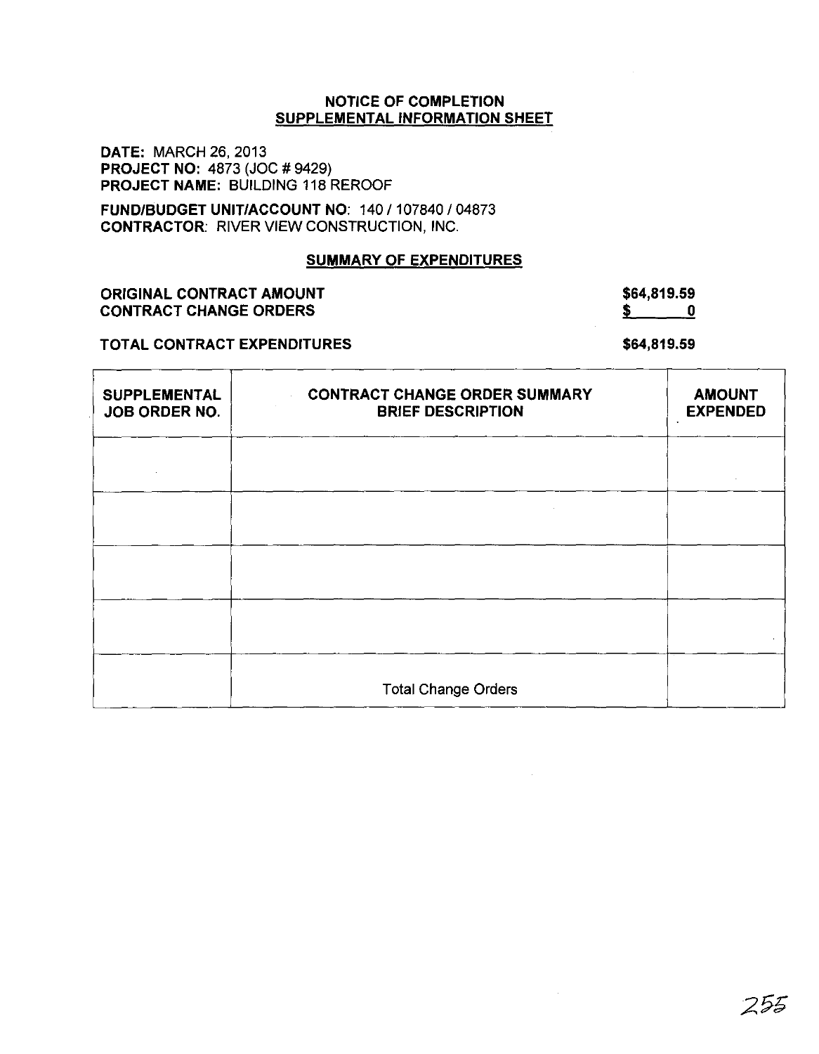## NOTICE OF COMPLETION
## SUPPLEMENTAL INFORMATION SHEET

**DATE:** MARCH 26, 2013
**PROJECT NO:** 4873 (JOC # 9429)
**PROJECT NAME:** BUILDING 118 REROOF

**FUND/BUDGET UNIT/ACCOUNT NO:** 140 / 107840 / 04873
**CONTRACTOR:** RIVER VIEW CONSTRUCTION, INC.

### SUMMARY OF EXPENDITURES

**ORIGINAL CONTRACT AMOUNT** **$64,819.59**
**CONTRACT CHANGE ORDERS** **$ 0**

**TOTAL CONTRACT EXPENDITURES** **$64,819.59**

| SUPPLEMENTAL JOB ORDER NO. | CONTRACT CHANGE ORDER SUMMARY BRIEF DESCRIPTION | AMOUNT EXPENDED |
|---|---|---|
| | | |
| | | |
| | | |
| | | |
| | Total Change Orders | |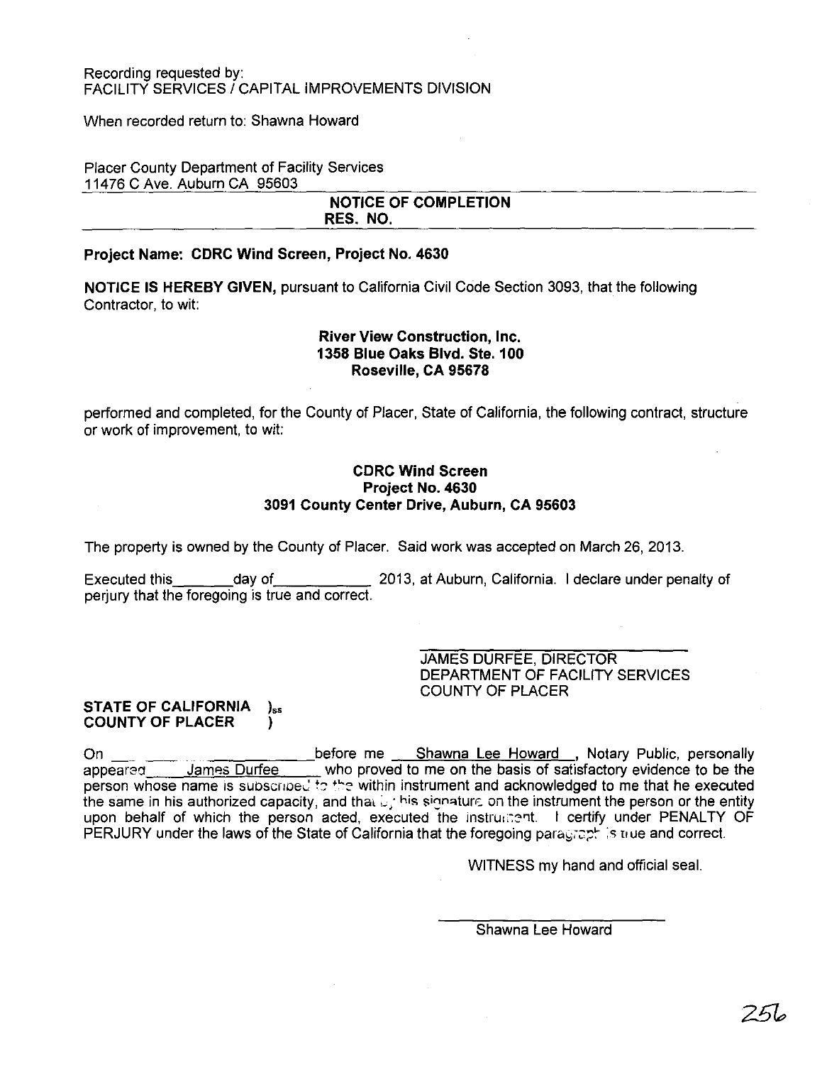Recording requested by:
FACILITY SERVICES / CAPITAL IMPROVEMENTS DIVISION

When recorded return to: Shawna Howard

Placer County Department of Facility Services
11476 C Ave. Auburn CA 95603

**NOTICE OF COMPLETION**
**RES. NO.**

**Project Name: CDRC Wind Screen, Project No. 4630**

**NOTICE IS HEREBY GIVEN,** pursuant to California Civil Code Section 3093, that the following Contractor, to wit:

**River View Construction, Inc.**
**1358 Blue Oaks Blvd. Ste. 100**
**Roseville, CA 95678**

performed and completed, for the County of Placer, State of California, the following contract, structure or work of improvement, to wit:

**CDRC Wind Screen**
**Project No. 4630**
**3091 County Center Drive, Auburn, CA 95603**

The property is owned by the County of Placer. Said work was accepted on March 26, 2013.

Executed this\_\_\_\_\_\_\_day of\_\_\_\_\_\_\_\_\_\_\_ 2013, at Auburn, California. I declare under penalty of perjury that the foregoing is true and correct.

\_\_\_\_\_\_\_\_\_\_\_\_\_\_\_\_\_\_\_\_\_\_\_\_\_\_\_\_
JAMES DURFEE, DIRECTOR
DEPARTMENT OF FACILITY SERVICES
COUNTY OF PLACER

**STATE OF CALIFORNIA )ss**
**COUNTY OF PLACER )**

On \_\_\_\_\_\_\_\_\_\_\_\_\_\_\_\_\_\_\_\_before me Shawna Lee Howard , Notary Public, personally appeared James Durfee who proved to me on the basis of satisfactory evidence to be the person whose name is subscribed to the within instrument and acknowledged to me that he executed the same in his authorized capacity, and that by his signature on the instrument the person or the entity upon behalf of which the person acted, executed the instrument. I certify under PENALTY OF PERJURY under the laws of the State of California that the foregoing paragraph is true and correct.

WITNESS my hand and official seal.

\_\_\_\_\_\_\_\_\_\_\_\_\_\_\_\_\_\_\_\_\_\_\_\_\_\_\_\_
Shawna Lee Howard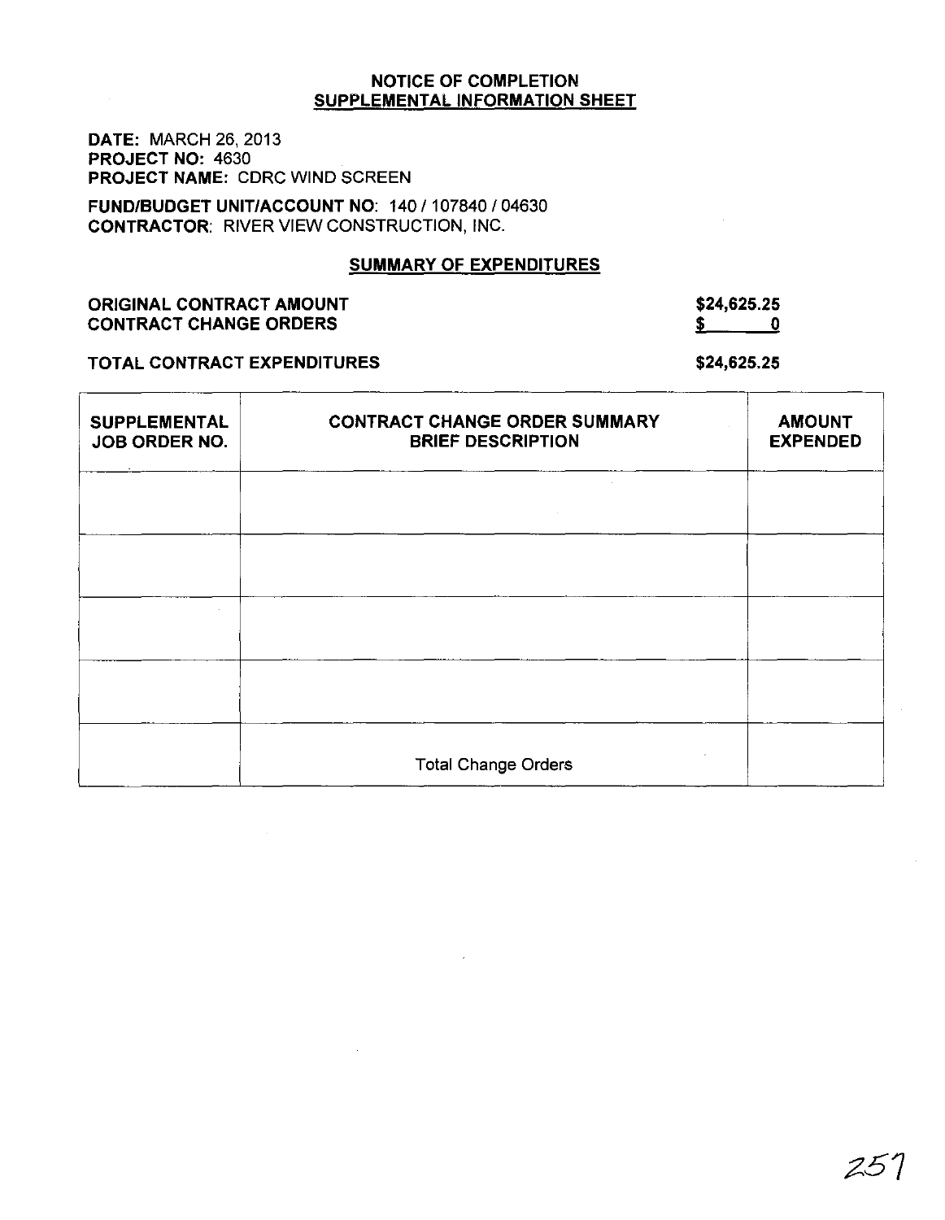## NOTICE OF COMPLETION
## SUPPLEMENTAL INFORMATION SHEET

**DATE:** MARCH 26, 2013
**PROJECT NO:** 4630
**PROJECT NAME:** CDRC WIND SCREEN

**FUND/BUDGET UNIT/ACCOUNT NO:** 140 / 107840 / 04630
**CONTRACTOR:** RIVER VIEW CONSTRUCTION, INC.

### SUMMARY OF EXPENDITURES

| | |
|---|---|
| **ORIGINAL CONTRACT AMOUNT** | **$24,625.25** |
| **CONTRACT CHANGE ORDERS** | **$ 0** |
| **TOTAL CONTRACT EXPENDITURES** | **$24,625.25** |

| SUPPLEMENTAL JOB ORDER NO. | CONTRACT CHANGE ORDER SUMMARY BRIEF DESCRIPTION | AMOUNT EXPENDED |
|---|---|---|
| | | |
| | | |
| | | |
| | | |
| | Total Change Orders | |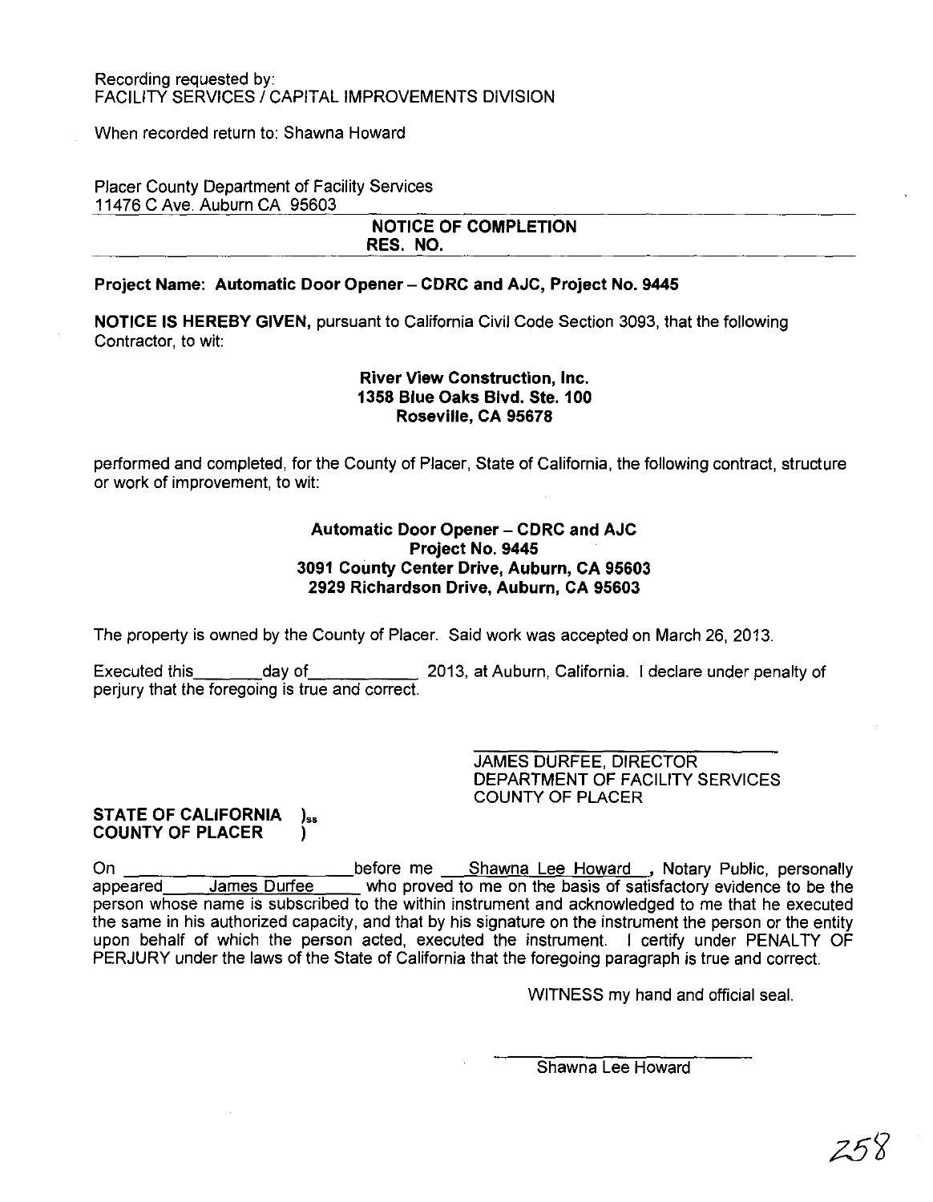Recording requested by:
FACILITY SERVICES / CAPITAL IMPROVEMENTS DIVISION

When recorded return to: Shawna Howard

Placer County Department of Facility Services
11476 C Ave. Auburn CA 95603

**NOTICE OF COMPLETION**
**RES. NO.**

**Project Name: Automatic Door Opener – CDRC and AJC, Project No. 9445**

**NOTICE IS HEREBY GIVEN,** pursuant to California Civil Code Section 3093, that the following Contractor, to wit:

**River View Construction, Inc.**
**1358 Blue Oaks Blvd. Ste. 100**
**Roseville, CA 95678**

performed and completed, for the County of Placer, State of California, the following contract, structure or work of improvement, to wit:

**Automatic Door Opener – CDRC and AJC**
**Project No. 9445**
**3091 County Center Drive, Auburn, CA 95603**
**2929 Richardson Drive, Auburn, CA 95603**

The property is owned by the County of Placer. Said work was accepted on March 26, 2013.

Executed this________day of___________ 2013, at Auburn, California. I declare under penalty of perjury that the foregoing is true and correct.

JAMES DURFEE, DIRECTOR
DEPARTMENT OF FACILITY SERVICES
COUNTY OF PLACER

**STATE OF CALIFORNIA )ss**
**COUNTY OF PLACER )**

On ______________________ before me Shawna Lee Howard, Notary Public, personally appeared James Durfee who proved to me on the basis of satisfactory evidence to be the person whose name is subscribed to the within instrument and acknowledged to me that he executed the same in his authorized capacity, and that by his signature on the instrument the person or the entity upon behalf of which the person acted, executed the instrument. I certify under PENALTY OF PERJURY under the laws of the State of California that the foregoing paragraph is true and correct.

WITNESS my hand and official seal.

Shawna Lee Howard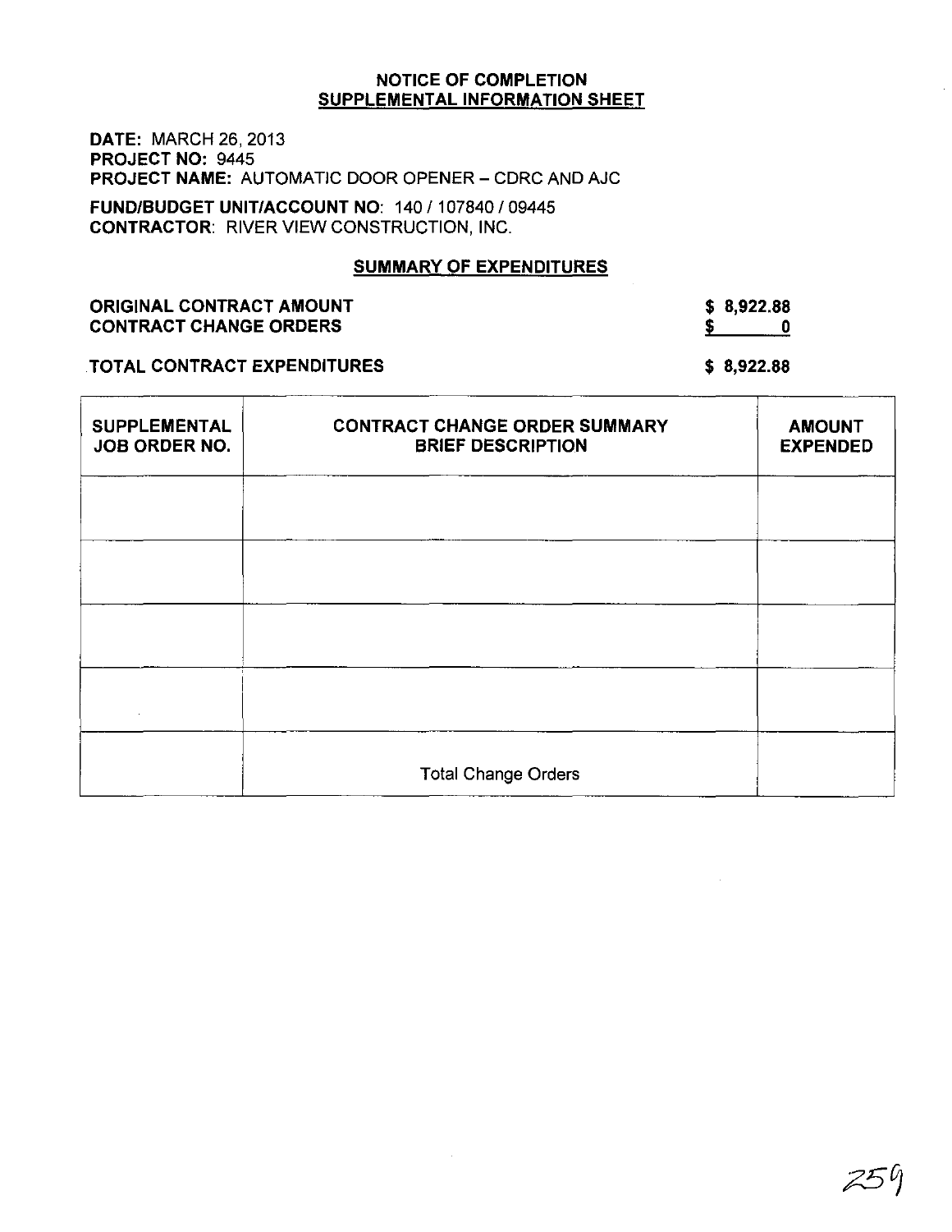## NOTICE OF COMPLETION
## SUPPLEMENTAL INFORMATION SHEET

**DATE:** MARCH 26, 2013
**PROJECT NO:** 9445
**PROJECT NAME:** AUTOMATIC DOOR OPENER – CDRC AND AJC

**FUND/BUDGET UNIT/ACCOUNT NO:** 140 / 107840 / 09445
**CONTRACTOR:** RIVER VIEW CONSTRUCTION, INC.

### SUMMARY OF EXPENDITURES

| | |
|---|---|
| **ORIGINAL CONTRACT AMOUNT** | **$ 8,922.88** |
| **CONTRACT CHANGE ORDERS** | **$ 0** |
| **TOTAL CONTRACT EXPENDITURES** | **$ 8,922.88** |

| SUPPLEMENTAL JOB ORDER NO. | CONTRACT CHANGE ORDER SUMMARY BRIEF DESCRIPTION | AMOUNT EXPENDED |
|---|---|---|
| | | |
| | | |
| | | |
| | | |
| | Total Change Orders | |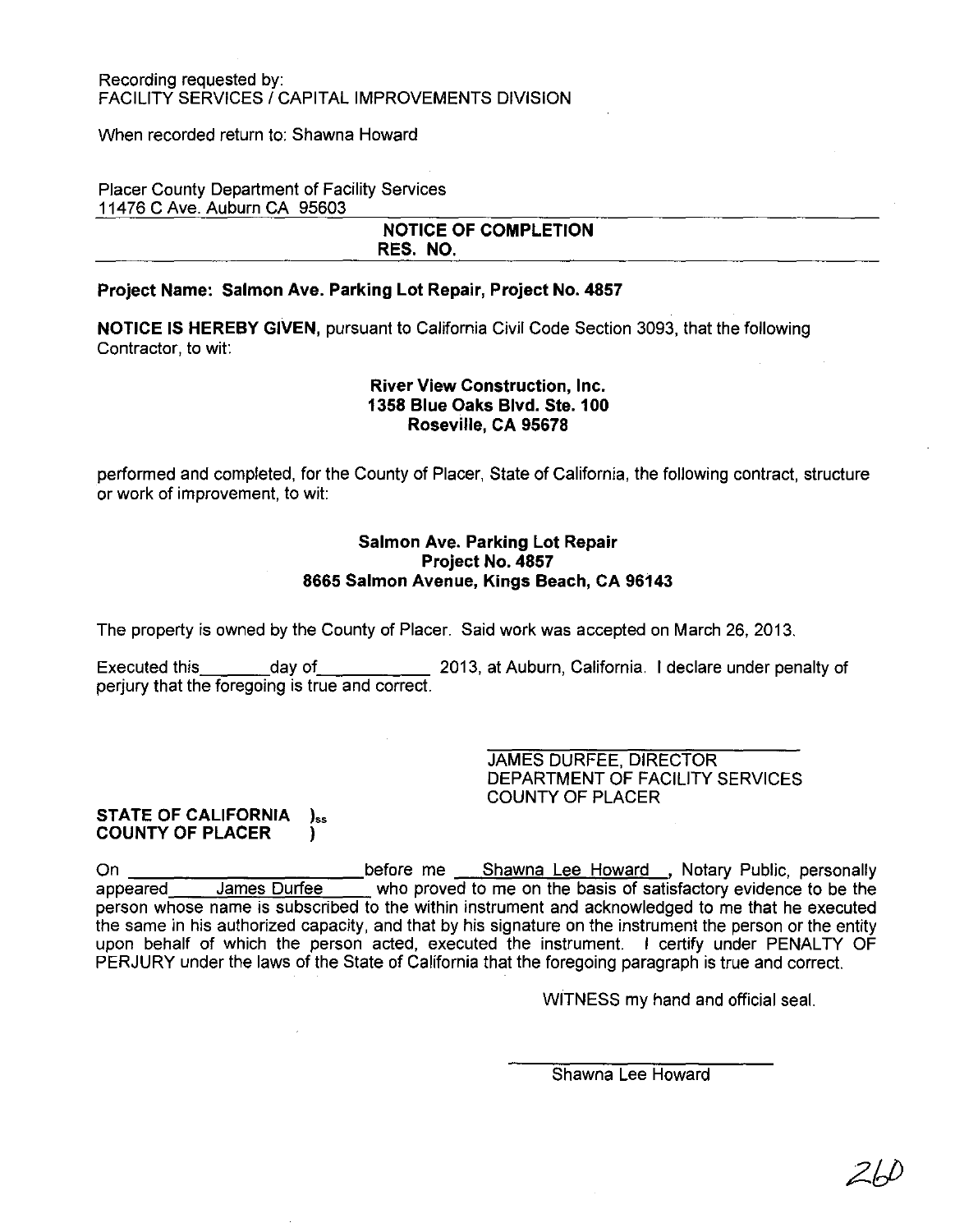Recording requested by:
FACILITY SERVICES / CAPITAL IMPROVEMENTS DIVISION

When recorded return to: Shawna Howard

Placer County Department of Facility Services
11476 C Ave. Auburn CA 95603

## NOTICE OF COMPLETION
## RES. NO.

**Project Name: Salmon Ave. Parking Lot Repair, Project No. 4857**

**NOTICE IS HEREBY GIVEN,** pursuant to California Civil Code Section 3093, that the following Contractor, to wit:

**River View Construction, Inc.**
**1358 Blue Oaks Blvd. Ste. 100**
**Roseville, CA 95678**

performed and completed, for the County of Placer, State of California, the following contract, structure or work of improvement, to wit:

**Salmon Ave. Parking Lot Repair**
**Project No. 4857**
**8665 Salmon Avenue, Kings Beach, CA 96143**

The property is owned by the County of Placer. Said work was accepted on March 26, 2013.

Executed this\_\_\_\_\_\_\_\_day of\_\_\_\_\_\_\_\_\_\_\_\_ 2013, at Auburn, California. I declare under penalty of perjury that the foregoing is true and correct.

\_\_\_\_\_\_\_\_\_\_\_\_\_\_\_\_\_\_\_\_\_\_\_\_\_\_\_\_\_\_
JAMES DURFEE, DIRECTOR
DEPARTMENT OF FACILITY SERVICES
COUNTY OF PLACER

**STATE OF CALIFORNIA )ss**
**COUNTY OF PLACER )**

On \_\_\_\_\_\_\_\_\_\_\_\_\_\_\_\_\_\_\_\_\_\_\_\_\_ before me Shawna Lee Howard, Notary Public, personally appeared James Durfee who proved to me on the basis of satisfactory evidence to be the person whose name is subscribed to the within instrument and acknowledged to me that he executed the same in his authorized capacity, and that by his signature on the instrument the person or the entity upon behalf of which the person acted, executed the instrument. I certify under PENALTY OF PERJURY under the laws of the State of California that the foregoing paragraph is true and correct.

WITNESS my hand and official seal.

\_\_\_\_\_\_\_\_\_\_\_\_\_\_\_\_\_\_\_\_\_\_\_\_\_\_\_\_\_\_
Shawna Lee Howard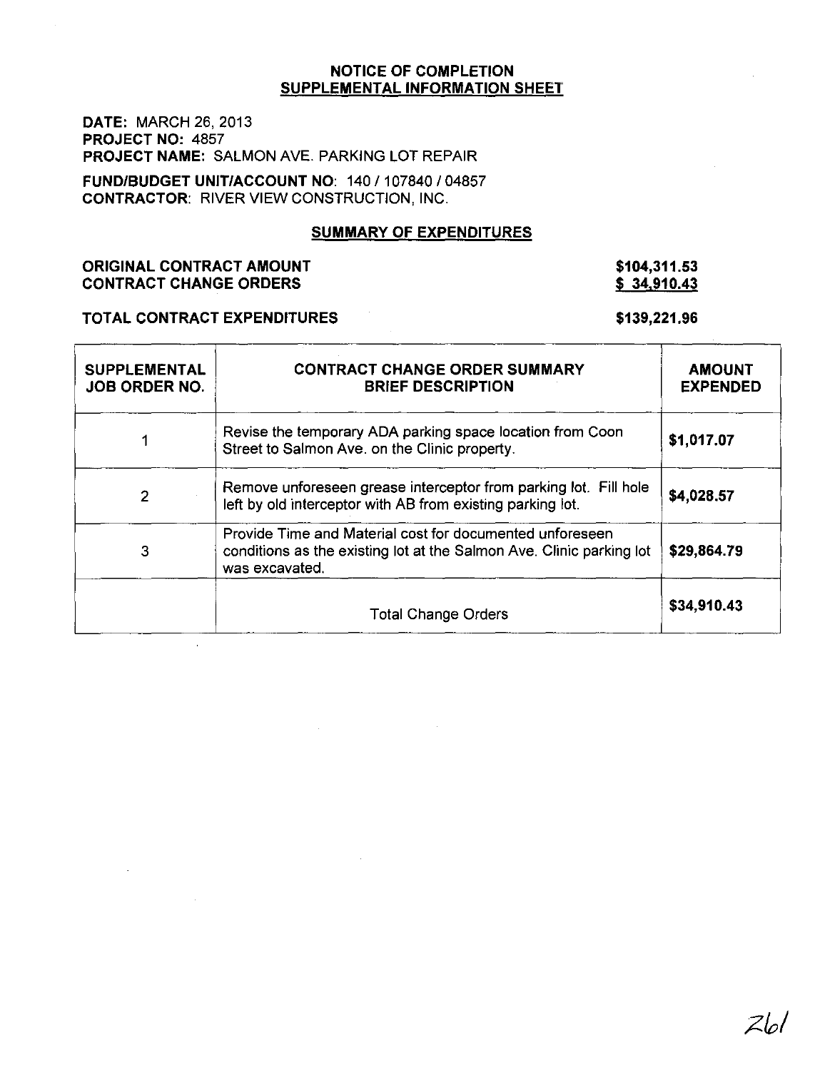# NOTICE OF COMPLETION
## SUPPLEMENTAL INFORMATION SHEET

**DATE:** MARCH 26, 2013
**PROJECT NO:** 4857
**PROJECT NAME:** SALMON AVE. PARKING LOT REPAIR

**FUND/BUDGET UNIT/ACCOUNT NO:** 140 / 107840 / 04857
**CONTRACTOR:** RIVER VIEW CONSTRUCTION, INC.

### SUMMARY OF EXPENDITURES

| | |
|---|---|
| **ORIGINAL CONTRACT AMOUNT** | **$104,311.53** |
| **CONTRACT CHANGE ORDERS** | **$ 34,910.43** |
| **TOTAL CONTRACT EXPENDITURES** | **$139,221.96** |

| SUPPLEMENTAL JOB ORDER NO. | CONTRACT CHANGE ORDER SUMMARY BRIEF DESCRIPTION | AMOUNT EXPENDED |
|---|---|---|
| 1 | Revise the temporary ADA parking space location from Coon Street to Salmon Ave. on the Clinic property. | **$1,017.07** |
| 2 | Remove unforeseen grease interceptor from parking lot. Fill hole left by old interceptor with AB from existing parking lot. | **$4,028.57** |
| 3 | Provide Time and Material cost for documented unforeseen conditions as the existing lot at the Salmon Ave. Clinic parking lot was excavated. | **$29,864.79** |
| | Total Change Orders | **$34,910.43** |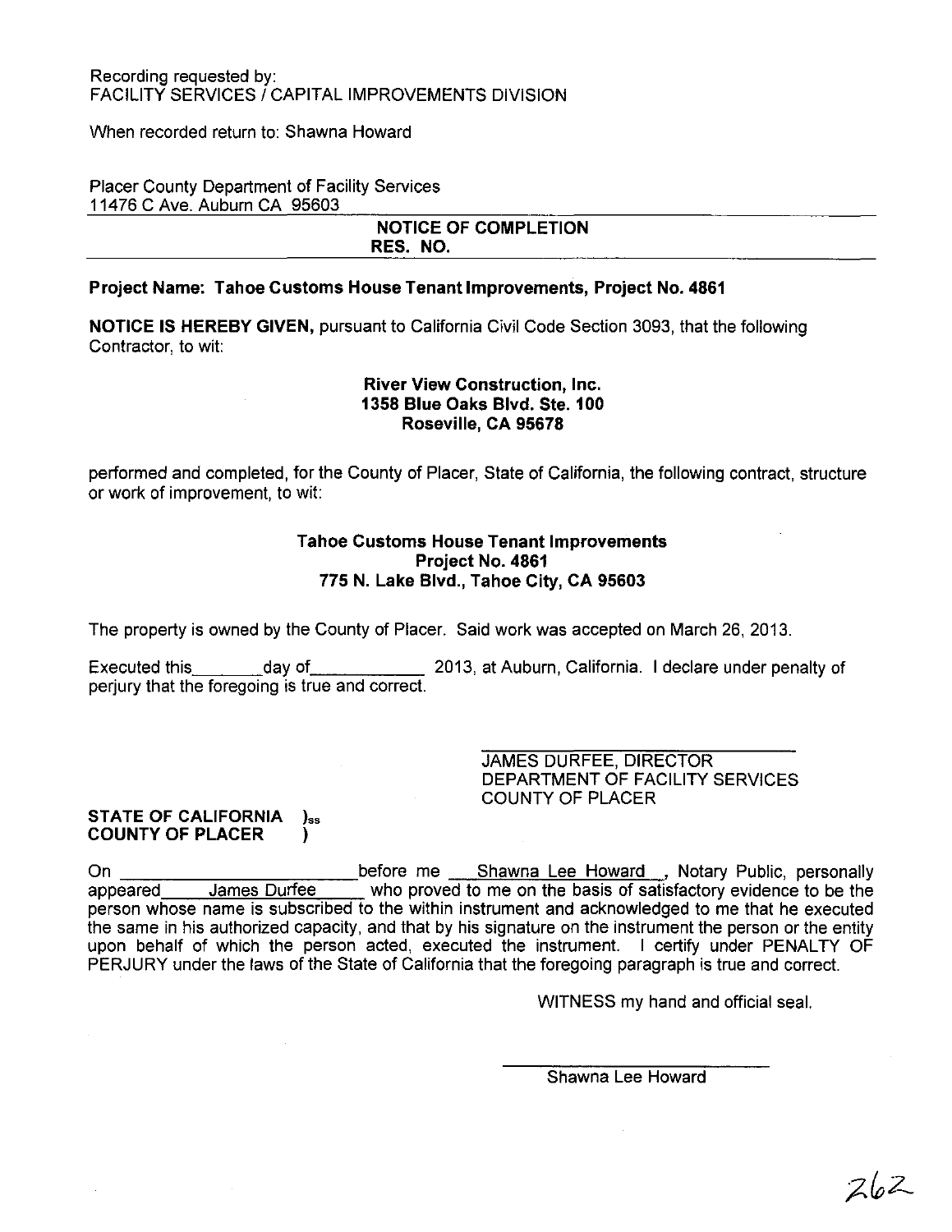Recording requested by:
FACILITY SERVICES / CAPITAL IMPROVEMENTS DIVISION

When recorded return to: Shawna Howard

Placer County Department of Facility Services
11476 C Ave. Auburn CA 95603

**NOTICE OF COMPLETION**
**RES. NO.**

**Project Name: Tahoe Customs House Tenant Improvements, Project No. 4861**

**NOTICE IS HEREBY GIVEN,** pursuant to California Civil Code Section 3093, that the following Contractor, to wit:

**River View Construction, Inc.**
**1358 Blue Oaks Blvd. Ste. 100**
**Roseville, CA 95678**

performed and completed, for the County of Placer, State of California, the following contract, structure or work of improvement, to wit:

**Tahoe Customs House Tenant Improvements**
**Project No. 4861**
**775 N. Lake Blvd., Tahoe City, CA 95603**

The property is owned by the County of Placer. Said work was accepted on March 26, 2013.

Executed this\_\_\_\_\_\_\_\_day of\_\_\_\_\_\_\_\_\_\_\_\_ 2013, at Auburn, California. I declare under penalty of perjury that the foregoing is true and correct.

\_\_\_\_\_\_\_\_\_\_\_\_\_\_\_\_\_\_\_\_\_\_\_\_\_\_\_\_
JAMES DURFEE, DIRECTOR
DEPARTMENT OF FACILITY SERVICES
COUNTY OF PLACER

**STATE OF CALIFORNIA )ss**
**COUNTY OF PLACER )**

On \_\_\_\_\_\_\_\_\_\_\_\_\_\_\_\_\_\_\_\_\_\_\_\_before me Shawna Lee Howard, Notary Public, personally appeared James Durfee who proved to me on the basis of satisfactory evidence to be the person whose name is subscribed to the within instrument and acknowledged to me that he executed the same in his authorized capacity, and that by his signature on the instrument the person or the entity upon behalf of which the person acted, executed the instrument. I certify under PENALTY OF PERJURY under the laws of the State of California that the foregoing paragraph is true and correct.

WITNESS my hand and official seal.

\_\_\_\_\_\_\_\_\_\_\_\_\_\_\_\_\_\_\_\_\_\_\_\_\_\_\_\_
Shawna Lee Howard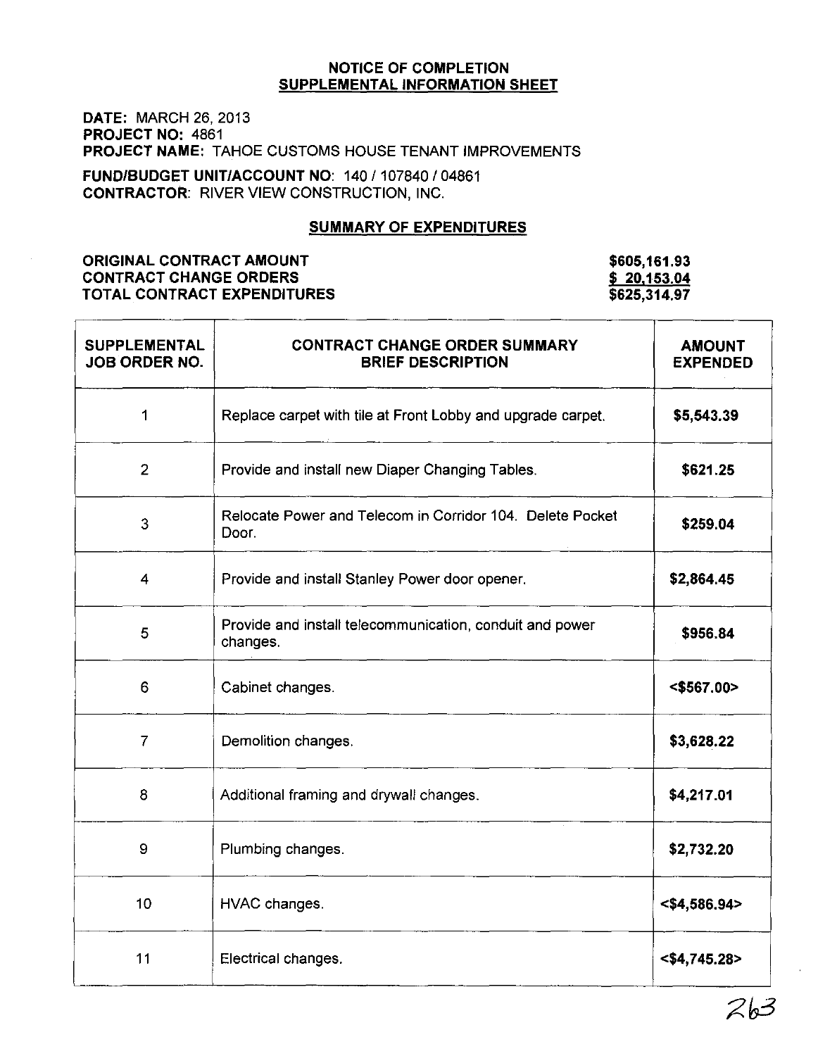## NOTICE OF COMPLETION
## SUPPLEMENTAL INFORMATION SHEET

**DATE:** MARCH 26, 2013
**PROJECT NO:** 4861
**PROJECT NAME:** TAHOE CUSTOMS HOUSE TENANT IMPROVEMENTS

**FUND/BUDGET UNIT/ACCOUNT NO:** 140 / 107840 / 04861
**CONTRACTOR:** RIVER VIEW CONSTRUCTION, INC.

### SUMMARY OF EXPENDITURES

| | |
|---|---|
| **ORIGINAL CONTRACT AMOUNT** | **$605,161.93** |
| **CONTRACT CHANGE ORDERS** | **$ 20,153.04** |
| **TOTAL CONTRACT EXPENDITURES** | **$625,314.97** |

| SUPPLEMENTAL JOB ORDER NO. | CONTRACT CHANGE ORDER SUMMARY BRIEF DESCRIPTION | AMOUNT EXPENDED |
|---|---|---|
| 1 | Replace carpet with tile at Front Lobby and upgrade carpet. | **$5,543.39** |
| 2 | Provide and install new Diaper Changing Tables. | **$621.25** |
| 3 | Relocate Power and Telecom in Corridor 104. Delete Pocket Door. | **$259.04** |
| 4 | Provide and install Stanley Power door opener. | **$2,864.45** |
| 5 | Provide and install telecommunication, conduit and power changes. | **$956.84** |
| 6 | Cabinet changes. | **<$567.00>** |
| 7 | Demolition changes. | **$3,628.22** |
| 8 | Additional framing and drywall changes. | **$4,217.01** |
| 9 | Plumbing changes. | **$2,732.20** |
| 10 | HVAC changes. | **<$4,586.94>** |
| 11 | Electrical changes. | **<$4,745.28>** |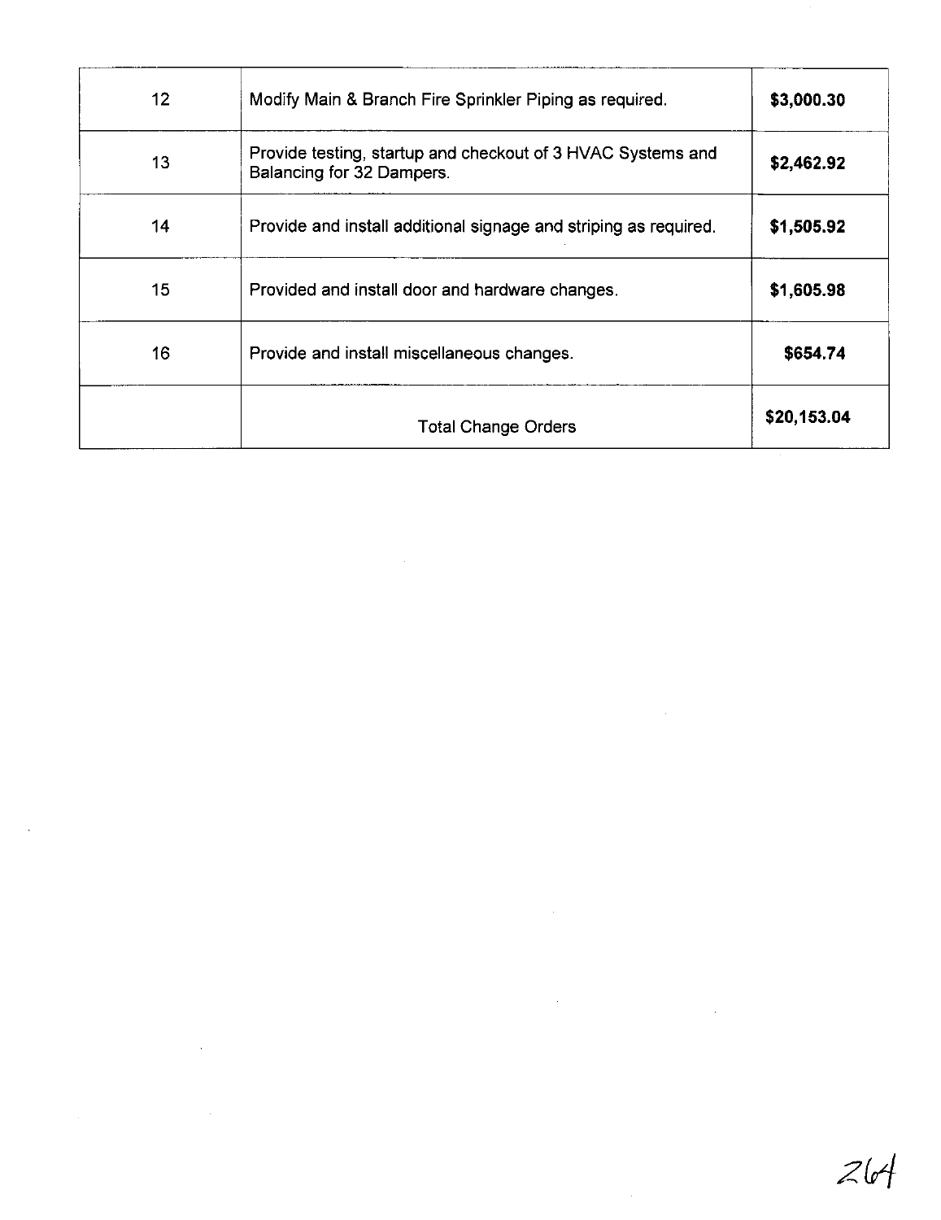| | | |
|---|---|---|
| 12 | Modify Main & Branch Fire Sprinkler Piping as required. | **$3,000.30** |
| 13 | Provide testing, startup and checkout of 3 HVAC Systems and Balancing for 32 Dampers. | **$2,462.92** |
| 14 | Provide and install additional signage and striping as required. | **$1,505.92** |
| 15 | Provided and install door and hardware changes. | **$1,605.98** |
| 16 | Provide and install miscellaneous changes. | **$654.74** |
| | Total Change Orders | **$20,153.04** |